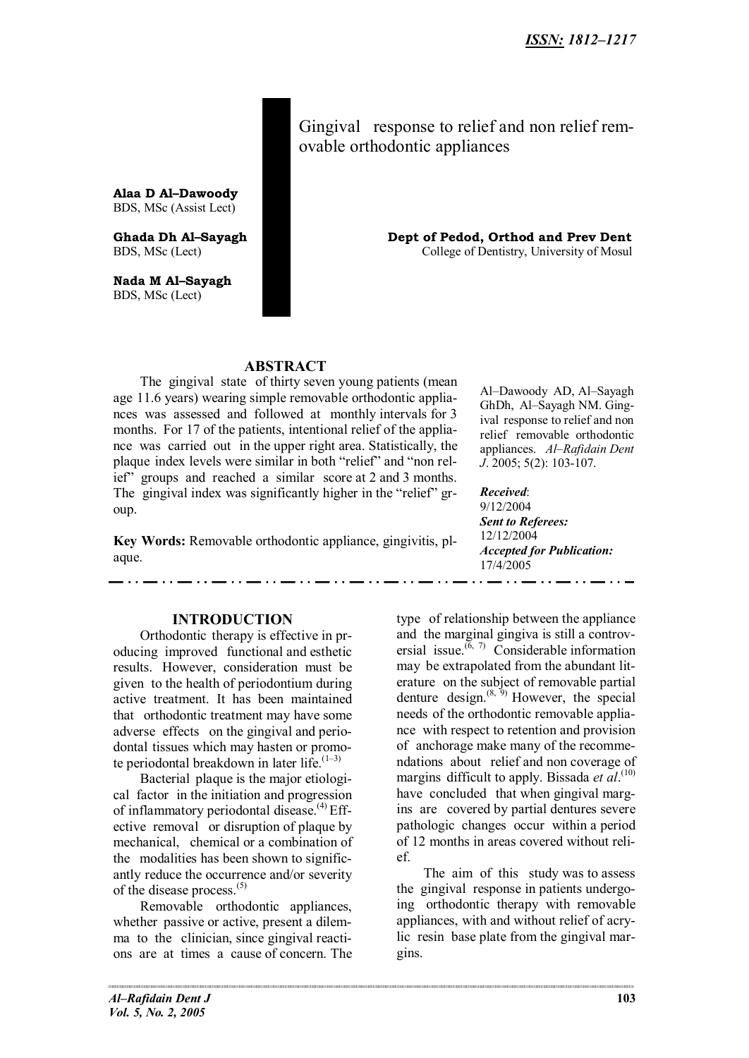ISSN: 1812–1217

# Gingival response to relief and non relief removable orthodontic appliances

**Alaa D Al–Dawoody**
BDS, MSc (Assist Lect)

**Ghada Dh Al–Sayagh**
BDS, MSc (Lect)

**Nada M Al–Sayagh**
BDS, MSc (Lect)

**Dept of Pedod, Orthod and Prev Dent**
College of Dentistry, University of Mosul

## ABSTRACT

The gingival state of thirty seven young patients (mean age 11.6 years) wearing simple removable orthodontic appliances was assessed and followed at monthly intervals for 3 months. For 17 of the patients, intentional relief of the appliance was carried out in the upper right area. Statistically, the plaque index levels were similar in both "relief" and "non relief" groups and reached a similar score at 2 and 3 months. The gingival index was significantly higher in the "relief" group.

**Key Words:** Removable orthodontic appliance, gingivitis, plaque.

Al–Dawoody AD, Al–Sayagh GhDh, Al–Sayagh NM. Gingival response to relief and non relief removable orthodontic appliances. *Al–Rafidain Dent J*. 2005; 5(2): 103-107.

***Received***:
9/12/2004
***Sent to Referees:***
12/12/2004
***Accepted for Publication:***
17/4/2005

## INTRODUCTION

Orthodontic therapy is effective in producing improved functional and esthetic results. However, consideration must be given to the health of periodontium during active treatment. It has been maintained that orthodontic treatment may have some adverse effects on the gingival and periodontal tissues which may hasten or promote periodontal breakdown in later life.[1–3]

Bacterial plaque is the major etiological factor in the initiation and progression of inflammatory periodontal disease.[4] Effective removal or disruption of plaque by mechanical, chemical or a combination of the modalities has been shown to significantly reduce the occurrence and/or severity of the disease process.[5]

Removable orthodontic appliances, whether passive or active, present a dilemma to the clinician, since gingival reactions are at times a cause of concern. The type of relationship between the appliance and the marginal gingiva is still a controversial issue.[6, 7] Considerable information may be extrapolated from the abundant literature on the subject of removable partial denture design.[8, 9] However, the special needs of the orthodontic removable appliance with respect to retention and provision of anchorage make many of the recommendations about relief and non coverage of margins difficult to apply. Bissada *et al*.[10] have concluded that when gingival margins are covered by partial dentures severe pathologic changes occur within a period of 12 months in areas covered without relief.

The aim of this study was to assess the gingival response in patients undergoing orthodontic therapy with removable appliances, with and without relief of acrylic resin base plate from the gingival margins.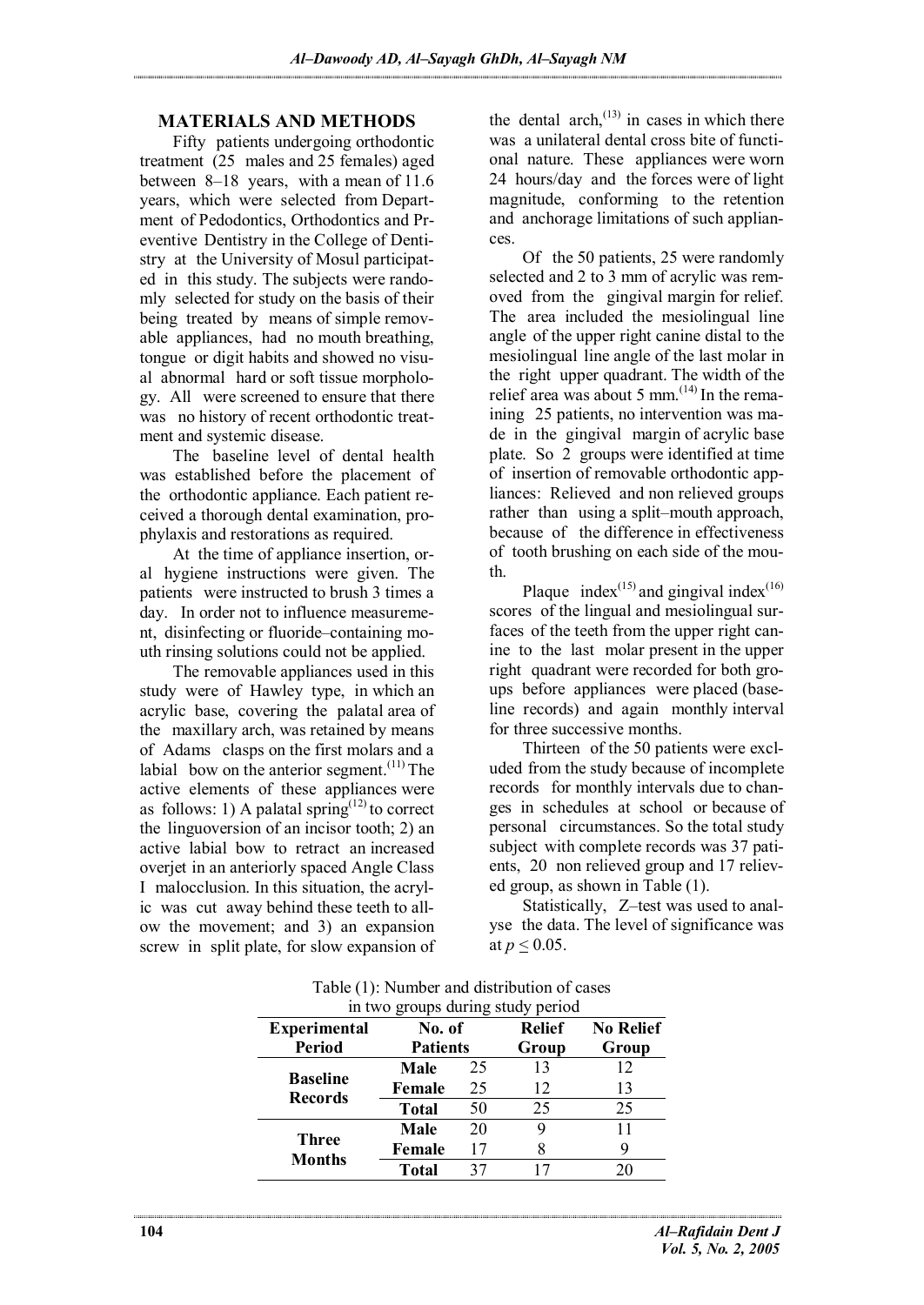## MATERIALS AND METHODS

Fifty patients undergoing orthodontic treatment (25 males and 25 females) aged between 8–18 years, with a mean of 11.6 years, which were selected from Department of Pedodontics, Orthodontics and Preventive Dentistry in the College of Dentistry at the University of Mosul participated in this study. The subjects were randomly selected for study on the basis of their being treated by means of simple removable appliances, had no mouth breathing, tongue or digit habits and showed no visual abnormal hard or soft tissue morphology. All were screened to ensure that there was no history of recent orthodontic treatment and systemic disease.

The baseline level of dental health was established before the placement of the orthodontic appliance. Each patient received a thorough dental examination, prophylaxis and restorations as required.

At the time of appliance insertion, oral hygiene instructions were given. The patients were instructed to brush 3 times a day. In order not to influence measurement, disinfecting or fluoride–containing mouth rinsing solutions could not be applied.

The removable appliances used in this study were of Hawley type, in which an acrylic base, covering the palatal area of the maxillary arch, was retained by means of Adams clasps on the first molars and a labial bow on the anterior segment.[11] The active elements of these appliances were as follows: 1) A palatal spring[12] to correct the linguoversion of an incisor tooth; 2) an active labial bow to retract an increased overjet in an anteriorly spaced Angle Class I malocclusion. In this situation, the acrylic was cut away behind these teeth to allow the movement; and 3) an expansion screw in split plate, for slow expansion of the dental arch,[13] in cases in which there was a unilateral dental cross bite of functional nature. These appliances were worn 24 hours/day and the forces were of light magnitude, conforming to the retention and anchorage limitations of such appliances.

Of the 50 patients, 25 were randomly selected and 2 to 3 mm of acrylic was removed from the gingival margin for relief. The area included the mesiolingual line angle of the upper right canine distal to the mesiolingual line angle of the last molar in the right upper quadrant. The width of the relief area was about 5 mm.[14] In the remaining 25 patients, no intervention was made in the gingival margin of acrylic base plate. So 2 groups were identified at time of insertion of removable orthodontic appliances: Relieved and non relieved groups rather than using a split–mouth approach, because of the difference in effectiveness of tooth brushing on each side of the mouth.

Plaque index[15] and gingival index[16] scores of the lingual and mesiolingual surfaces of the teeth from the upper right canine to the last molar present in the upper right quadrant were recorded for both groups before appliances were placed (baseline records) and again monthly interval for three successive months.

Thirteen of the 50 patients were excluded from the study because of incomplete records for monthly intervals due to changes in schedules at school or because of personal circumstances. So the total study subject with complete records was 37 patients, 20 non relieved group and 17 relieved group, as shown in Table (1).

Statistically, Z–test was used to analyse the data. The level of significance was at $p \leq 0.05$.

Table (1): Number and distribution of cases in two groups during study period

| Experimental Period | No. of Patients | | Relief Group | No Relief Group |
|---|---|---|---|---|
| Baseline Records | Male | 25 | 13 | 12 |
| | Female | 25 | 12 | 13 |
| | Total | 50 | 25 | 25 |
| Three Months | Male | 20 | 9 | 11 |
| | Female | 17 | 8 | 9 |
| | Total | 37 | 17 | 20 |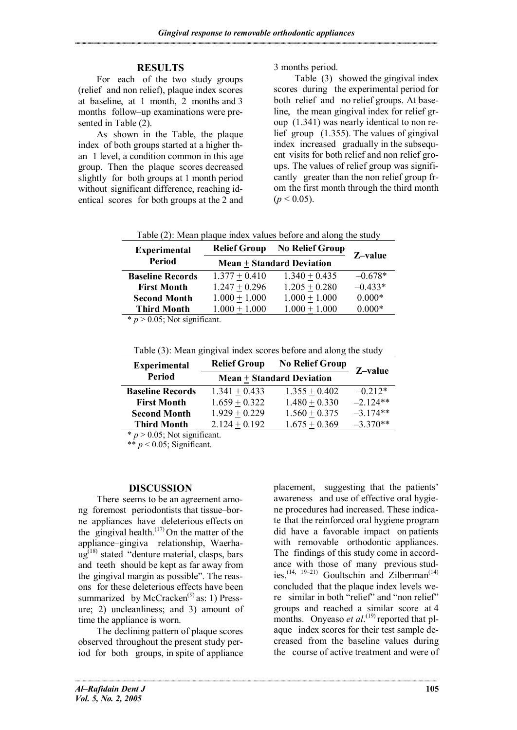## RESULTS

For each of the two study groups (relief and non relief), plaque index scores at baseline, at 1 month, 2 months and 3 months follow–up examinations were presented in Table (2).

As shown in the Table, the plaque index of both groups started at a higher than 1 level, a condition common in this age group. Then the plaque scores decreased slightly for both groups at 1 month period without significant difference, reaching identical scores for both groups at the 2 and 3 months period.

Table (3) showed the gingival index scores during the experimental period for both relief and no relief groups. At baseline, the mean gingival index for relief group (1.341) was nearly identical to non relief group (1.355). The values of gingival index increased gradually in the subsequent visits for both relief and non relief groups. The values of relief group was significantly greater than the non relief group from the first month through the third month ($p < 0.05$).

Table (2): Mean plaque index values before and along the study

| Experimental Period | Relief Group | No Relief Group | Z–value |
|---|---|---|---|
| | Mean ± Standard Deviation | | |
| **Baseline Records** | 1.377 ± 0.410 | 1.340 ± 0.435 | –0.678* |
| **First Month** | 1.247 ± 0.296 | 1.205 ± 0.280 | –0.433* |
| **Second Month** | 1.000 ± 1.000 | 1.000 ± 1.000 | 0.000* |
| **Third Month** | 1.000 ± 1.000 | 1.000 ± 1.000 | 0.000* |

\* $p > 0.05$; Not significant.

Table (3): Mean gingival index scores before and along the study

| Experimental Period | Relief Group | No Relief Group | Z–value |
|---|---|---|---|
| | Mean ± Standard Deviation | | |
| **Baseline Records** | 1.341 ± 0.433 | 1.355 ± 0.402 | –0.212* |
| **First Month** | 1.659 ± 0.322 | 1.480 ± 0.330 | –2.124** |
| **Second Month** | 1.929 ± 0.229 | 1.560 ± 0.375 | –3.174** |
| **Third Month** | 2.124 ± 0.192 | 1.675 ± 0.369 | –3.370** |

\* $p > 0.05$; Not significant.
\*\* $p < 0.05$; Significant.

## DISCUSSION

There seems to be an agreement among foremost periodontists that tissue–borne appliances have deleterious effects on the gingival health.[17] On the matter of the appliance–gingiva relationship, Waerhaug[18] stated "denture material, clasps, bars and teeth should be kept as far away from the gingival margin as possible". The reasons for these deleterious effects have been summarized by McCracken[9] as: 1) Pressure; 2) uncleanliness; and 3) amount of time the appliance is worn.

The declining pattern of plaque scores observed throughout the present study period for both groups, in spite of appliance placement, suggesting that the patients' awareness and use of effective oral hygiene procedures had increased. These indicate that the reinforced oral hygiene program did have a favorable impact on patients with removable orthodontic appliances. The findings of this study come in accordance with those of many previous studies.[14, 19–21] Goultschin and Zilberman[14] concluded that the plaque index levels were similar in both "relief" and "non relief" groups and reached a similar score at 4 months. Onyeaso *et al*.[19] reported that plaque index scores for their test sample decreased from the baseline values during the course of active treatment and were of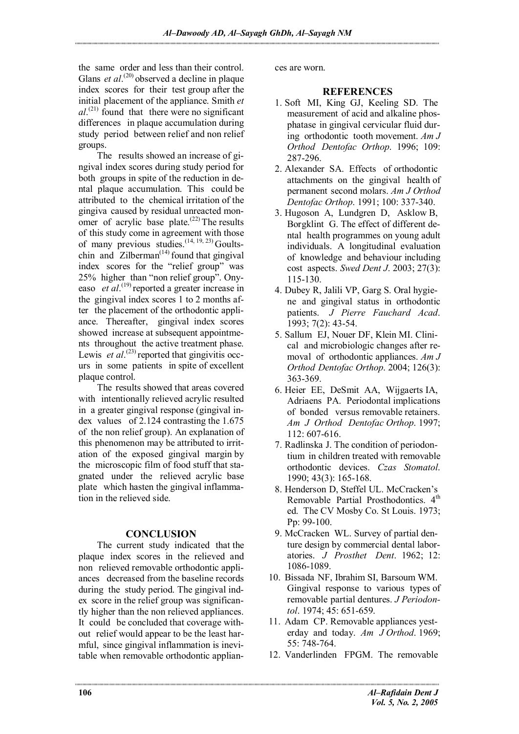the same order and less than their control. Glans *et al*.[20] observed a decline in plaque index scores for their test group after the initial placement of the appliance. Smith *et al*.[21] found that there were no significant differences in plaque accumulation during study period between relief and non relief groups.

The results showed an increase of gingival index scores during study period for both groups in spite of the reduction in dental plaque accumulation. This could be attributed to the chemical irritation of the gingiva caused by residual unreacted monomer of acrylic base plate.[22] The results of this study come in agreement with those of many previous studies.[14, 19, 23] Goultschin and Zilberman[14] found that gingival index scores for the "relief group" was 25% higher than "non relief group". Onyeaso *et al*.[19] reported a greater increase in the gingival index scores 1 to 2 months after the placement of the orthodontic appliance. Thereafter, gingival index scores showed increase at subsequent appointments throughout the active treatment phase. Lewis *et al*.[23] reported that gingivitis occurs in some patients in spite of excellent plaque control.

The results showed that areas covered with intentionally relieved acrylic resulted in a greater gingival response (gingival index values of 2.124 contrasting the 1.675 of the non relief group). An explanation of this phenomenon may be attributed to irritation of the exposed gingival margin by the microscopic film of food stuff that stagnated under the relieved acrylic base plate which hasten the gingival inflammation in the relieved side.

## CONCLUSION

The current study indicated that the plaque index scores in the relieved and non relieved removable orthodontic appliances decreased from the baseline records during the study period. The gingival index score in the relief group was significantly higher than the non relieved appliances. It could be concluded that coverage without relief would appear to be the least harmful, since gingival inflammation is inevitable when removable orthodontic appliances are worn.

## REFERENCES

1. Soft MI, King GJ, Keeling SD. The measurement of acid and alkaline phosphatase in gingival cervicular fluid during orthodontic tooth movement. *Am J Orthod Dentofac Orthop*. 1996; 109: 287-296.
2. Alexander SA. Effects of orthodontic attachments on the gingival health of permanent second molars. *Am J Orthod Dentofac Orthop*. 1991; 100: 337-340.
3. Hugoson A, Lundgren D, Asklow B, Borgklint G. The effect of different dental health programmes on young adult individuals. A longitudinal evaluation of knowledge and behaviour including cost aspects. *Swed Dent J*. 2003; 27(3): 115-130.
4. Dubey R, Jalili VP, Garg S. Oral hygiene and gingival status in orthodontic patients. *J Pierre Fauchard Acad*. 1993; 7(2): 43-54.
5. Sallum EJ, Nouer DF, Klein MI. Clinical and microbiologic changes after removal of orthodontic appliances. *Am J Orthod Dentofac Orthop*. 2004; 126(3): 363-369.
6. Heier EE, DeSmit AA, Wijgaerts IA, Adriaens PA. Periodontal implications of bonded versus removable retainers. *Am J Orthod Dentofac Orthop*. 1997; 112: 607-616.
7. Radlinska J. The condition of periodontium in children treated with removable orthodontic devices. *Czas Stomatol*. 1990; 43(3): 165-168.
8. Henderson D, Steffel UL. McCracken's Removable Partial Prosthodontics. 4th ed. The CV Mosby Co. St Louis. 1973; Pp: 99-100.
9. McCracken WL. Survey of partial denture design by commercial dental laboratories. *J Prosthet Dent*. 1962; 12: 1086-1089.
10. Bissada NF, Ibrahim SI, Barsoum WM. Gingival response to various types of removable partial dentures. *J Periodontol*. 1974; 45: 651-659.
11. Adam CP. Removable appliances yesterday and today. *Am J Orthod*. 1969; 55: 748-764.
12. Vanderlinden FPGM. The removable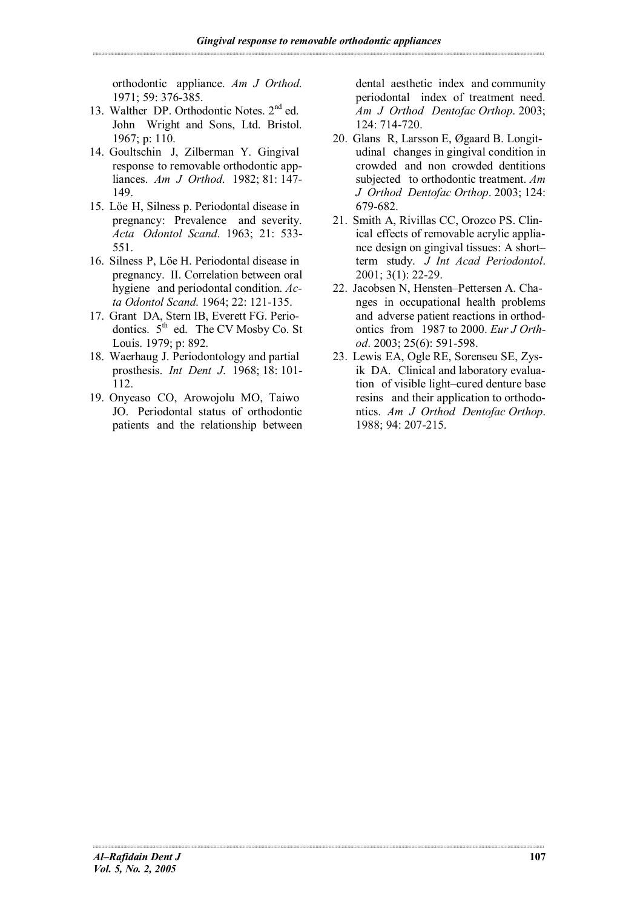orthodontic appliance. *Am J Orthod*. 1971; 59: 376-385.

13. Walther DP. Orthodontic Notes. 2nd ed. John Wright and Sons, Ltd. Bristol. 1967; p: 110.
14. Goultschin J, Zilberman Y. Gingival response to removable orthodontic appliances. *Am J Orthod*. 1982; 81: 147-149.
15. Löe H, Silness p. Periodontal disease in pregnancy: Prevalence and severity. *Acta Odontol Scand*. 1963; 21: 533-551.
16. Silness P, Löe H. Periodontal disease in pregnancy. II. Correlation between oral hygiene and periodontal condition. *Acta Odontol Scand*. 1964; 22: 121-135.
17. Grant DA, Stern IB, Everett FG. Periodontics. 5th ed. The CV Mosby Co. St Louis. 1979; p: 892.
18. Waerhaug J. Periodontology and partial prosthesis. *Int Dent J*. 1968; 18: 101-112.
19. Onyeaso CO, Arowojolu MO, Taiwo JO. Periodontal status of orthodontic patients and the relationship between dental aesthetic index and community periodontal index of treatment need. *Am J Orthod Dentofac Orthop*. 2003; 124: 714-720.
20. Glans R, Larsson E, Øgaard B. Longitudinal changes in gingival condition in crowded and non crowded dentitions subjected to orthodontic treatment. *Am J Orthod Dentofac Orthop*. 2003; 124: 679-682.
21. Smith A, Rivillas CC, Orozco PS. Clinical effects of removable acrylic appliance design on gingival tissues: A short–term study. *J Int Acad Periodontol*. 2001; 3(1): 22-29.
22. Jacobsen N, Hensten–Pettersen A. Changes in occupational health problems and adverse patient reactions in orthodontics from 1987 to 2000. *Eur J Orthod*. 2003; 25(6): 591-598.
23. Lewis EA, Ogle RE, Sorenseu SE, Zysik DA. Clinical and laboratory evaluation of visible light–cured denture base resins and their application to orthodontics. *Am J Orthod Dentofac Orthop*. 1988; 94: 207-215.